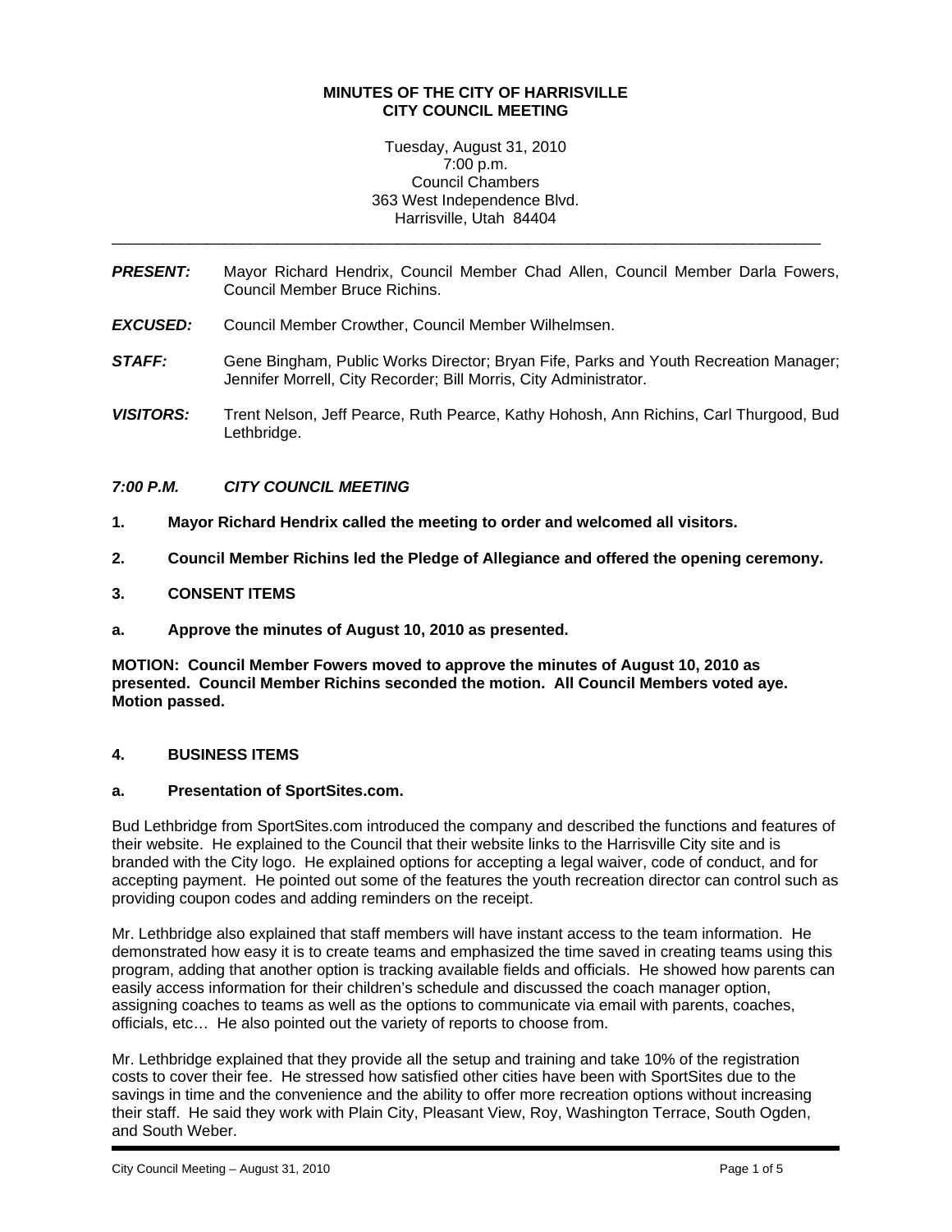**MINUTES OF THE CITY OF HARRISVILLE**
**CITY COUNCIL MEETING**

Tuesday, August 31, 2010
7:00 p.m.
Council Chambers
363 West Independence Blvd.
Harrisville, Utah 84404

---

***PRESENT:*** Mayor Richard Hendrix, Council Member Chad Allen, Council Member Darla Fowers, Council Member Bruce Richins.

***EXCUSED:*** Council Member Crowther, Council Member Wilhelmsen.

***STAFF:*** Gene Bingham, Public Works Director; Bryan Fife, Parks and Youth Recreation Manager; Jennifer Morrell, City Recorder; Bill Morris, City Administrator.

***VISITORS:*** Trent Nelson, Jeff Pearce, Ruth Pearce, Kathy Hohosh, Ann Richins, Carl Thurgood, Bud Lethbridge.

***7:00 P.M. CITY COUNCIL MEETING***

**1. Mayor Richard Hendrix called the meeting to order and welcomed all visitors.**

**2. Council Member Richins led the Pledge of Allegiance and offered the opening ceremony.**

**3. CONSENT ITEMS**

**a. Approve the minutes of August 10, 2010 as presented.**

**MOTION: Council Member Fowers moved to approve the minutes of August 10, 2010 as presented. Council Member Richins seconded the motion. All Council Members voted aye. Motion passed.**

**4. BUSINESS ITEMS**

**a. Presentation of SportSites.com.**

Bud Lethbridge from SportSites.com introduced the company and described the functions and features of their website. He explained to the Council that their website links to the Harrisville City site and is branded with the City logo. He explained options for accepting a legal waiver, code of conduct, and for accepting payment. He pointed out some of the features the youth recreation director can control such as providing coupon codes and adding reminders on the receipt.

Mr. Lethbridge also explained that staff members will have instant access to the team information. He demonstrated how easy it is to create teams and emphasized the time saved in creating teams using this program, adding that another option is tracking available fields and officials. He showed how parents can easily access information for their children's schedule and discussed the coach manager option, assigning coaches to teams as well as the options to communicate via email with parents, coaches, officials, etc… He also pointed out the variety of reports to choose from.

Mr. Lethbridge explained that they provide all the setup and training and take 10% of the registration costs to cover their fee. He stressed how satisfied other cities have been with SportSites due to the savings in time and the convenience and the ability to offer more recreation options without increasing their staff. He said they work with Plain City, Pleasant View, Roy, Washington Terrace, South Ogden, and South Weber.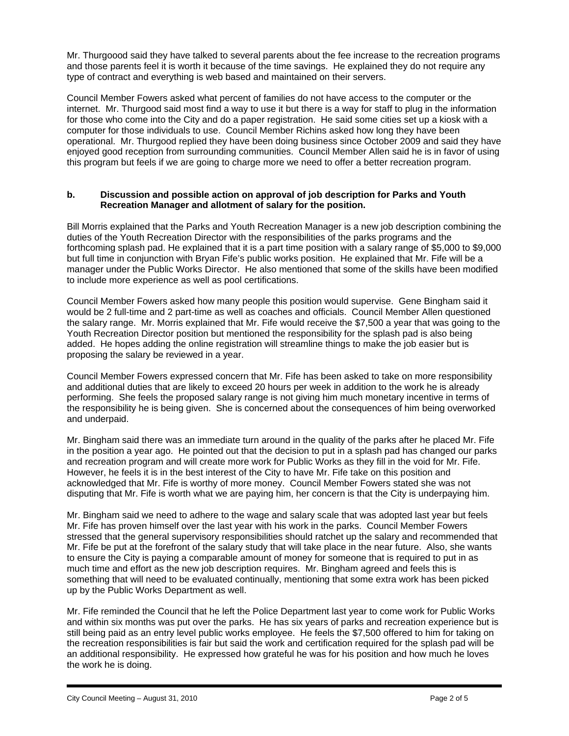Mr. Thurgoood said they have talked to several parents about the fee increase to the recreation programs and those parents feel it is worth it because of the time savings. He explained they do not require any type of contract and everything is web based and maintained on their servers.

Council Member Fowers asked what percent of families do not have access to the computer or the internet. Mr. Thurgood said most find a way to use it but there is a way for staff to plug in the information for those who come into the City and do a paper registration. He said some cities set up a kiosk with a computer for those individuals to use. Council Member Richins asked how long they have been operational. Mr. Thurgood replied they have been doing business since October 2009 and said they have enjoyed good reception from surrounding communities. Council Member Allen said he is in favor of using this program but feels if we are going to charge more we need to offer a better recreation program.

**b. Discussion and possible action on approval of job description for Parks and Youth Recreation Manager and allotment of salary for the position.**

Bill Morris explained that the Parks and Youth Recreation Manager is a new job description combining the duties of the Youth Recreation Director with the responsibilities of the parks programs and the forthcoming splash pad. He explained that it is a part time position with a salary range of $5,000 to $9,000 but full time in conjunction with Bryan Fife's public works position. He explained that Mr. Fife will be a manager under the Public Works Director. He also mentioned that some of the skills have been modified to include more experience as well as pool certifications.

Council Member Fowers asked how many people this position would supervise. Gene Bingham said it would be 2 full-time and 2 part-time as well as coaches and officials. Council Member Allen questioned the salary range. Mr. Morris explained that Mr. Fife would receive the $7,500 a year that was going to the Youth Recreation Director position but mentioned the responsibility for the splash pad is also being added. He hopes adding the online registration will streamline things to make the job easier but is proposing the salary be reviewed in a year.

Council Member Fowers expressed concern that Mr. Fife has been asked to take on more responsibility and additional duties that are likely to exceed 20 hours per week in addition to the work he is already performing. She feels the proposed salary range is not giving him much monetary incentive in terms of the responsibility he is being given. She is concerned about the consequences of him being overworked and underpaid.

Mr. Bingham said there was an immediate turn around in the quality of the parks after he placed Mr. Fife in the position a year ago. He pointed out that the decision to put in a splash pad has changed our parks and recreation program and will create more work for Public Works as they fill in the void for Mr. Fife. However, he feels it is in the best interest of the City to have Mr. Fife take on this position and acknowledged that Mr. Fife is worthy of more money. Council Member Fowers stated she was not disputing that Mr. Fife is worth what we are paying him, her concern is that the City is underpaying him.

Mr. Bingham said we need to adhere to the wage and salary scale that was adopted last year but feels Mr. Fife has proven himself over the last year with his work in the parks. Council Member Fowers stressed that the general supervisory responsibilities should ratchet up the salary and recommended that Mr. Fife be put at the forefront of the salary study that will take place in the near future. Also, she wants to ensure the City is paying a comparable amount of money for someone that is required to put in as much time and effort as the new job description requires. Mr. Bingham agreed and feels this is something that will need to be evaluated continually, mentioning that some extra work has been picked up by the Public Works Department as well.

Mr. Fife reminded the Council that he left the Police Department last year to come work for Public Works and within six months was put over the parks. He has six years of parks and recreation experience but is still being paid as an entry level public works employee. He feels the $7,500 offered to him for taking on the recreation responsibilities is fair but said the work and certification required for the splash pad will be an additional responsibility. He expressed how grateful he was for his position and how much he loves the work he is doing.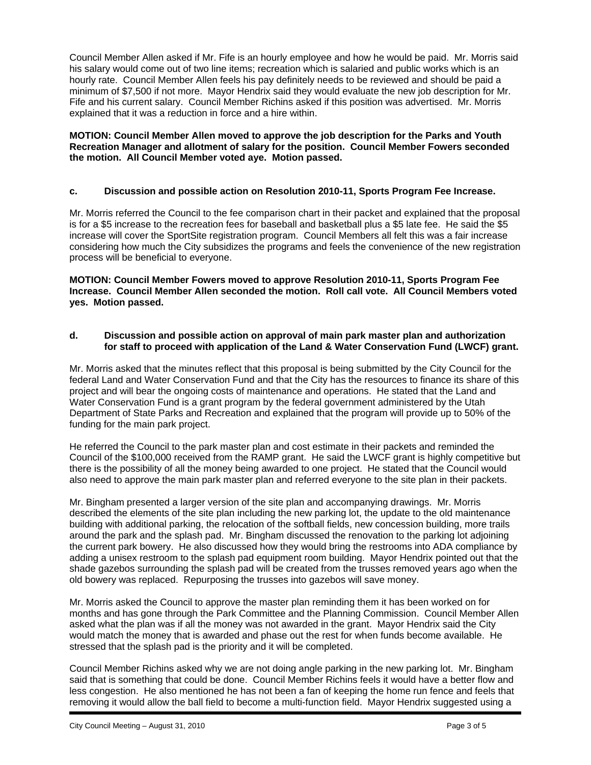Council Member Allen asked if Mr. Fife is an hourly employee and how he would be paid. Mr. Morris said his salary would come out of two line items; recreation which is salaried and public works which is an hourly rate. Council Member Allen feels his pay definitely needs to be reviewed and should be paid a minimum of $7,500 if not more. Mayor Hendrix said they would evaluate the new job description for Mr. Fife and his current salary. Council Member Richins asked if this position was advertised. Mr. Morris explained that it was a reduction in force and a hire within.

**MOTION: Council Member Allen moved to approve the job description for the Parks and Youth Recreation Manager and allotment of salary for the position. Council Member Fowers seconded the motion. All Council Member voted aye. Motion passed.**

**c. Discussion and possible action on Resolution 2010-11, Sports Program Fee Increase.**

Mr. Morris referred the Council to the fee comparison chart in their packet and explained that the proposal is for a $5 increase to the recreation fees for baseball and basketball plus a $5 late fee. He said the $5 increase will cover the SportSite registration program. Council Members all felt this was a fair increase considering how much the City subsidizes the programs and feels the convenience of the new registration process will be beneficial to everyone.

**MOTION: Council Member Fowers moved to approve Resolution 2010-11, Sports Program Fee Increase. Council Member Allen seconded the motion. Roll call vote. All Council Members voted yes. Motion passed.**

**d. Discussion and possible action on approval of main park master plan and authorization for staff to proceed with application of the Land & Water Conservation Fund (LWCF) grant.**

Mr. Morris asked that the minutes reflect that this proposal is being submitted by the City Council for the federal Land and Water Conservation Fund and that the City has the resources to finance its share of this project and will bear the ongoing costs of maintenance and operations. He stated that the Land and Water Conservation Fund is a grant program by the federal government administered by the Utah Department of State Parks and Recreation and explained that the program will provide up to 50% of the funding for the main park project.

He referred the Council to the park master plan and cost estimate in their packets and reminded the Council of the $100,000 received from the RAMP grant. He said the LWCF grant is highly competitive but there is the possibility of all the money being awarded to one project. He stated that the Council would also need to approve the main park master plan and referred everyone to the site plan in their packets.

Mr. Bingham presented a larger version of the site plan and accompanying drawings. Mr. Morris described the elements of the site plan including the new parking lot, the update to the old maintenance building with additional parking, the relocation of the softball fields, new concession building, more trails around the park and the splash pad. Mr. Bingham discussed the renovation to the parking lot adjoining the current park bowery. He also discussed how they would bring the restrooms into ADA compliance by adding a unisex restroom to the splash pad equipment room building. Mayor Hendrix pointed out that the shade gazebos surrounding the splash pad will be created from the trusses removed years ago when the old bowery was replaced. Repurposing the trusses into gazebos will save money.

Mr. Morris asked the Council to approve the master plan reminding them it has been worked on for months and has gone through the Park Committee and the Planning Commission. Council Member Allen asked what the plan was if all the money was not awarded in the grant. Mayor Hendrix said the City would match the money that is awarded and phase out the rest for when funds become available. He stressed that the splash pad is the priority and it will be completed.

Council Member Richins asked why we are not doing angle parking in the new parking lot. Mr. Bingham said that is something that could be done. Council Member Richins feels it would have a better flow and less congestion. He also mentioned he has not been a fan of keeping the home run fence and feels that removing it would allow the ball field to become a multi-function field. Mayor Hendrix suggested using a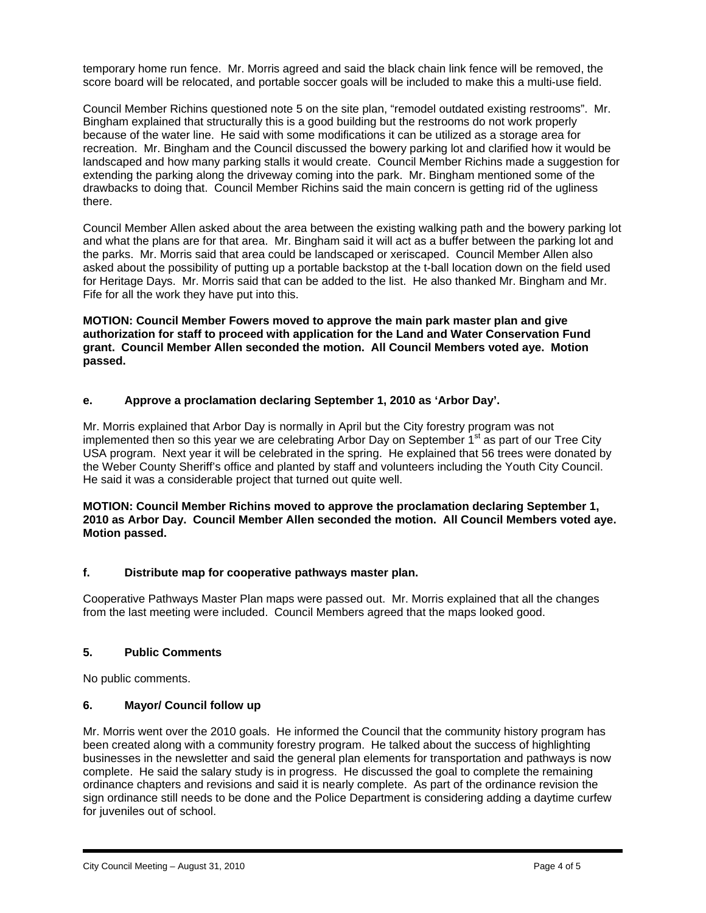temporary home run fence. Mr. Morris agreed and said the black chain link fence will be removed, the score board will be relocated, and portable soccer goals will be included to make this a multi-use field.

Council Member Richins questioned note 5 on the site plan, "remodel outdated existing restrooms". Mr. Bingham explained that structurally this is a good building but the restrooms do not work properly because of the water line. He said with some modifications it can be utilized as a storage area for recreation. Mr. Bingham and the Council discussed the bowery parking lot and clarified how it would be landscaped and how many parking stalls it would create. Council Member Richins made a suggestion for extending the parking along the driveway coming into the park. Mr. Bingham mentioned some of the drawbacks to doing that. Council Member Richins said the main concern is getting rid of the ugliness there.

Council Member Allen asked about the area between the existing walking path and the bowery parking lot and what the plans are for that area. Mr. Bingham said it will act as a buffer between the parking lot and the parks. Mr. Morris said that area could be landscaped or xeriscaped. Council Member Allen also asked about the possibility of putting up a portable backstop at the t-ball location down on the field used for Heritage Days. Mr. Morris said that can be added to the list. He also thanked Mr. Bingham and Mr. Fife for all the work they have put into this.

**MOTION: Council Member Fowers moved to approve the main park master plan and give authorization for staff to proceed with application for the Land and Water Conservation Fund grant. Council Member Allen seconded the motion. All Council Members voted aye. Motion passed.**

### e. Approve a proclamation declaring September 1, 2010 as 'Arbor Day'.

Mr. Morris explained that Arbor Day is normally in April but the City forestry program was not implemented then so this year we are celebrating Arbor Day on September 1st as part of our Tree City USA program. Next year it will be celebrated in the spring. He explained that 56 trees were donated by the Weber County Sheriff's office and planted by staff and volunteers including the Youth City Council. He said it was a considerable project that turned out quite well.

**MOTION: Council Member Richins moved to approve the proclamation declaring September 1, 2010 as Arbor Day. Council Member Allen seconded the motion. All Council Members voted aye. Motion passed.**

### f. Distribute map for cooperative pathways master plan.

Cooperative Pathways Master Plan maps were passed out. Mr. Morris explained that all the changes from the last meeting were included. Council Members agreed that the maps looked good.

## 5. Public Comments

No public comments.

## 6. Mayor/ Council follow up

Mr. Morris went over the 2010 goals. He informed the Council that the community history program has been created along with a community forestry program. He talked about the success of highlighting businesses in the newsletter and said the general plan elements for transportation and pathways is now complete. He said the salary study is in progress. He discussed the goal to complete the remaining ordinance chapters and revisions and said it is nearly complete. As part of the ordinance revision the sign ordinance still needs to be done and the Police Department is considering adding a daytime curfew for juveniles out of school.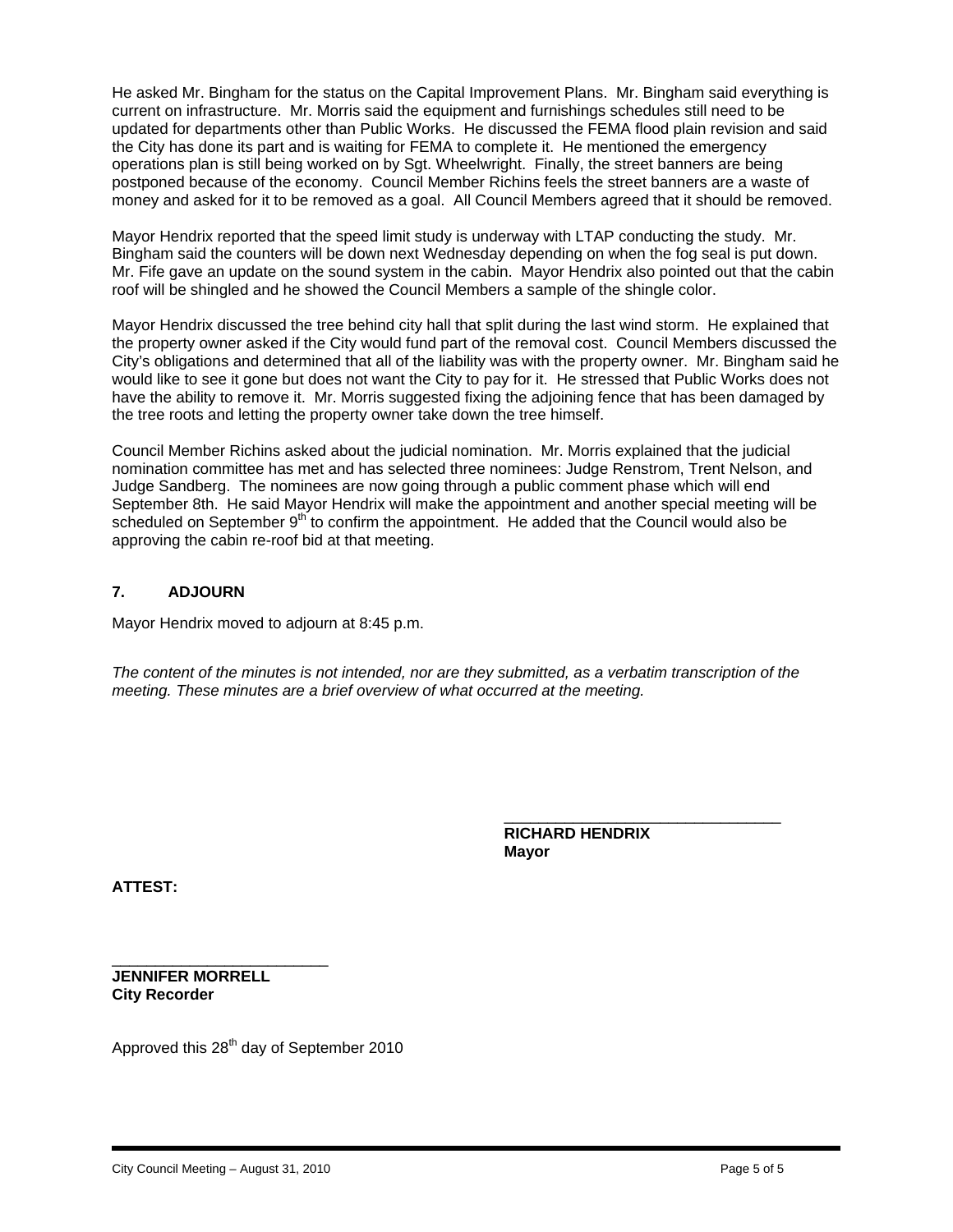He asked Mr. Bingham for the status on the Capital Improvement Plans. Mr. Bingham said everything is current on infrastructure. Mr. Morris said the equipment and furnishings schedules still need to be updated for departments other than Public Works. He discussed the FEMA flood plain revision and said the City has done its part and is waiting for FEMA to complete it. He mentioned the emergency operations plan is still being worked on by Sgt. Wheelwright. Finally, the street banners are being postponed because of the economy. Council Member Richins feels the street banners are a waste of money and asked for it to be removed as a goal. All Council Members agreed that it should be removed.

Mayor Hendrix reported that the speed limit study is underway with LTAP conducting the study. Mr. Bingham said the counters will be down next Wednesday depending on when the fog seal is put down. Mr. Fife gave an update on the sound system in the cabin. Mayor Hendrix also pointed out that the cabin roof will be shingled and he showed the Council Members a sample of the shingle color.

Mayor Hendrix discussed the tree behind city hall that split during the last wind storm. He explained that the property owner asked if the City would fund part of the removal cost. Council Members discussed the City's obligations and determined that all of the liability was with the property owner. Mr. Bingham said he would like to see it gone but does not want the City to pay for it. He stressed that Public Works does not have the ability to remove it. Mr. Morris suggested fixing the adjoining fence that has been damaged by the tree roots and letting the property owner take down the tree himself.

Council Member Richins asked about the judicial nomination. Mr. Morris explained that the judicial nomination committee has met and has selected three nominees: Judge Renstrom, Trent Nelson, and Judge Sandberg. The nominees are now going through a public comment phase which will end September 8th. He said Mayor Hendrix will make the appointment and another special meeting will be scheduled on September 9th to confirm the appointment. He added that the Council would also be approving the cabin re-roof bid at that meeting.

## 7. ADJOURN

Mayor Hendrix moved to adjourn at 8:45 p.m.

*The content of the minutes is not intended, nor are they submitted, as a verbatim transcription of the meeting. These minutes are a brief overview of what occurred at the meeting.*

\_\_\_\_\_\_\_\_\_\_\_\_\_\_\_\_\_\_\_\_\_\_\_\_\_\_\_\_\_\_\_\_
**RICHARD HENDRIX**
**Mayor**

**ATTEST:**

\_\_\_\_\_\_\_\_\_\_\_\_\_\_\_\_\_\_\_\_\_\_\_\_\_
**JENNIFER MORRELL**
**City Recorder**

Approved this 28th day of September 2010